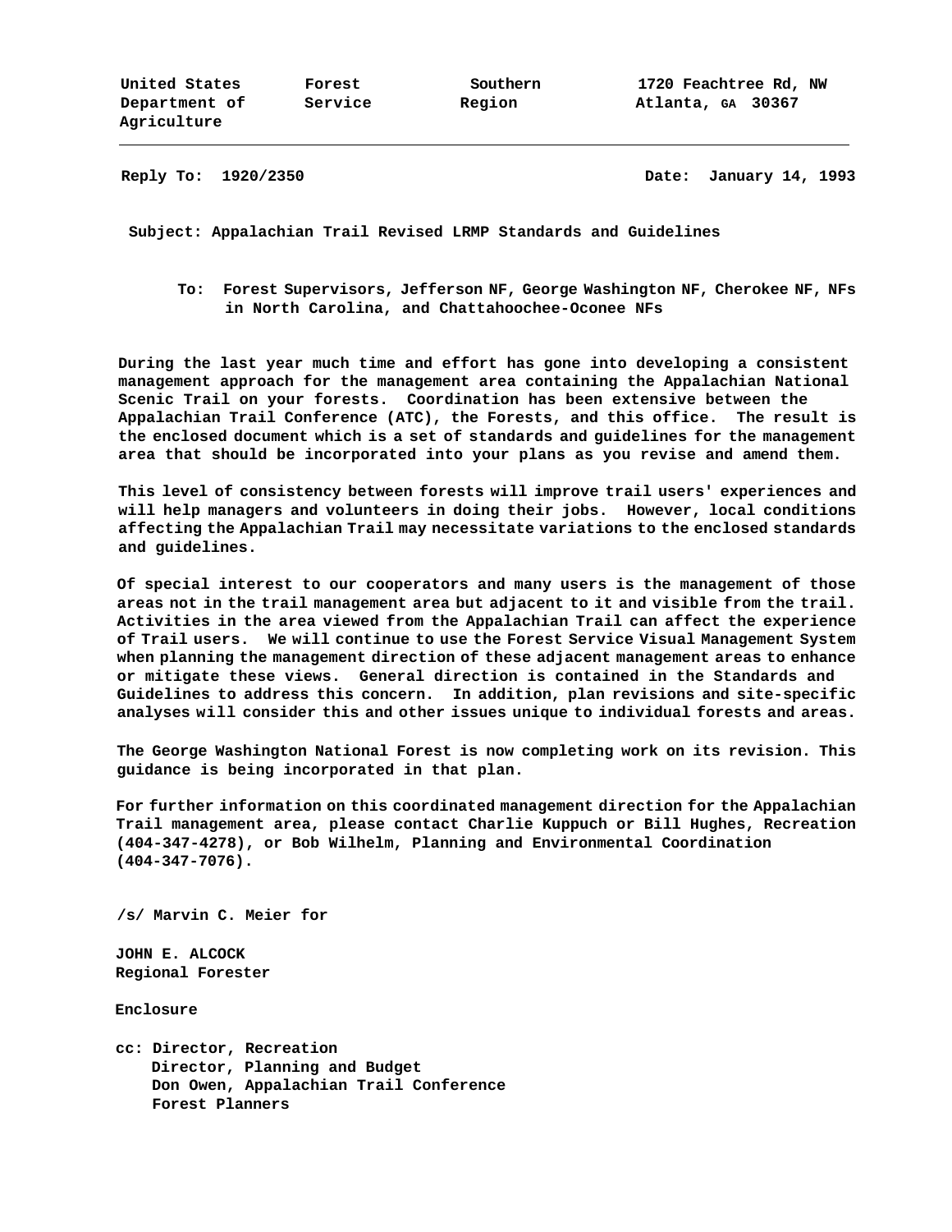United States Department of Agriculture | Forest Service | Southern Region | 1720 Feachtree Rd, NW Atlanta, GA 30367

---

**Reply To:** 1920/2350

**Date:** January 14, 1993

**Subject:** Appalachian Trail Revised LRMP Standards and Guidelines

**To:** Forest Supervisors, Jefferson NF, George Washington NF, Cherokee NF, NFs in North Carolina, and Chattahoochee-Oconee NFs

During the last year much time and effort has gone into developing a consistent management approach for the management area containing the Appalachian National Scenic Trail on your forests. Coordination has been extensive between the Appalachian Trail Conference (ATC), the Forests, and this office. The result is the enclosed document which is a set of standards and guidelines for the management area that should be incorporated into your plans as you revise and amend them.

This level of consistency between forests will improve trail users' experiences and will help managers and volunteers in doing their jobs. However, local conditions affecting the Appalachian Trail may necessitate variations to the enclosed standards and guidelines.

Of special interest to our cooperators and many users is the management of those areas not in the trail management area but adjacent to it and visible from the trail. Activities in the area viewed from the Appalachian Trail can affect the experience of Trail users. We will continue to use the Forest Service Visual Management System when planning the management direction of these adjacent management areas to enhance or mitigate these views. General direction is contained in the Standards and Guidelines to address this concern. In addition, plan revisions and site-specific analyses will consider this and other issues unique to individual forests and areas.

The George Washington National Forest is now completing work on its revision. This guidance is being incorporated in that plan.

For further information on this coordinated management direction for the Appalachian Trail management area, please contact Charlie Kuppuch or Bill Hughes, Recreation (404-347-4278), or Bob Wilhelm, Planning and Environmental Coordination (404-347-7076).

/s/ Marvin C. Meier for

JOHN E. ALCOCK
Regional Forester

Enclosure

cc: Director, Recreation
Director, Planning and Budget
Don Owen, Appalachian Trail Conference
Forest Planners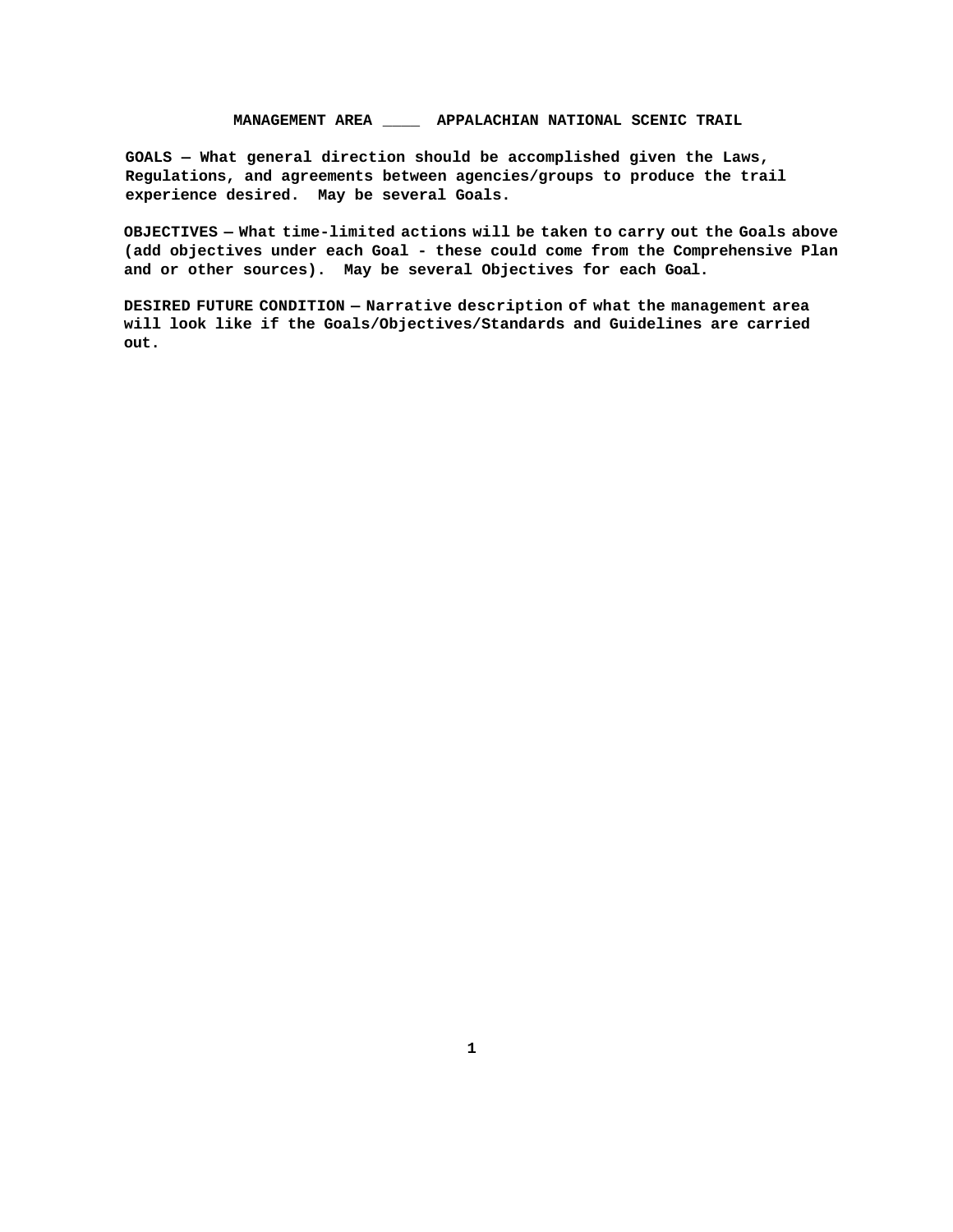**MANAGEMENT AREA ____ APPALACHIAN NATIONAL SCENIC TRAIL**

**GOALS — What general direction should be accomplished given the Laws, Regulations, and agreements between agencies/groups to produce the trail experience desired. May be several Goals.**

**OBJECTIVES — What time-limited actions will be taken to carry out the Goals above (add objectives under each Goal - these could come from the Comprehensive Plan and or other sources). May be several Objectives for each Goal.**

**DESIRED FUTURE CONDITION — Narrative description of what the management area will look like if the Goals/Objectives/Standards and Guidelines are carried out.**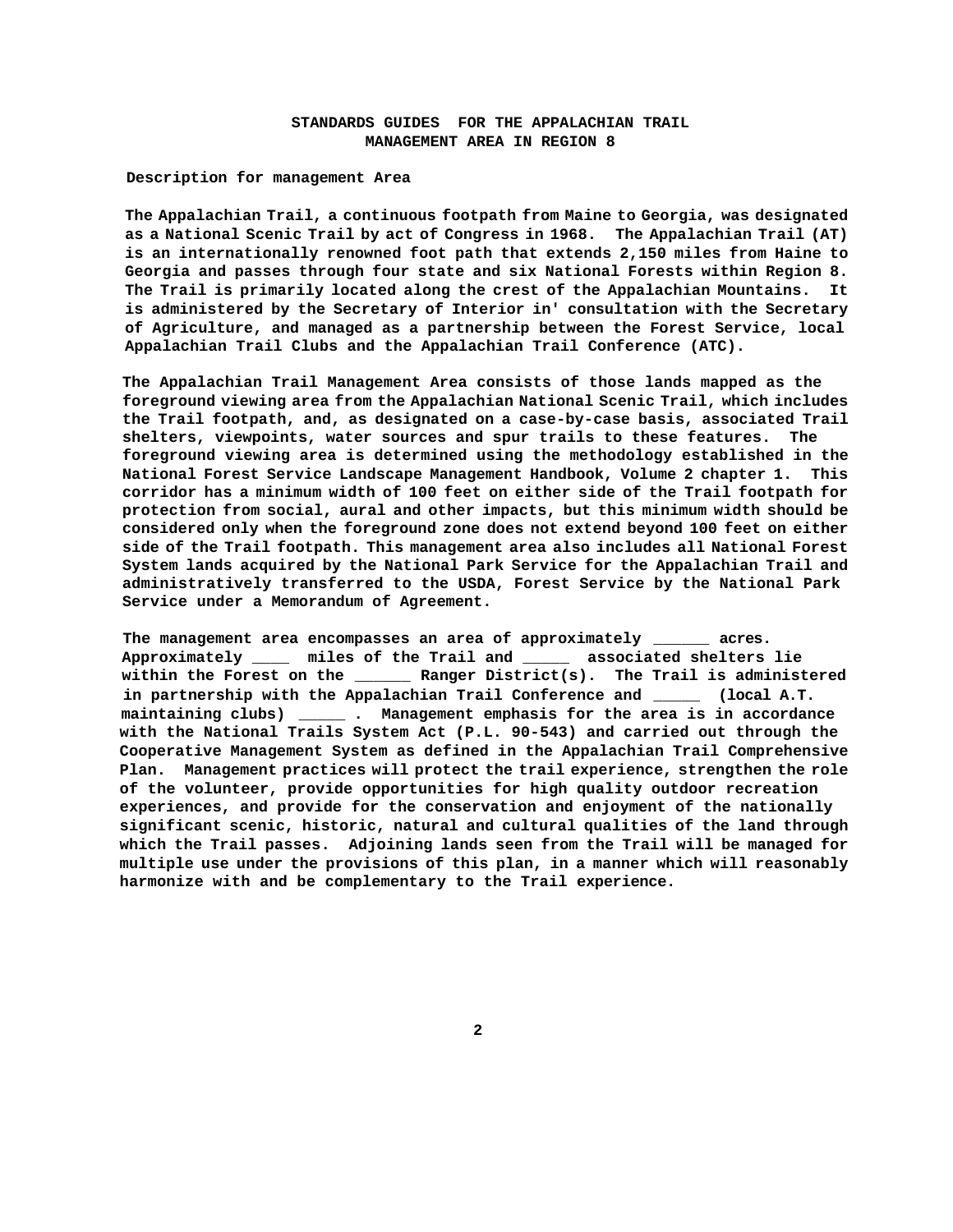# STANDARDS GUIDES FOR THE APPALACHIAN TRAIL MANAGEMENT AREA IN REGION 8

**Description for management Area**

The Appalachian Trail, a continuous footpath from Maine to Georgia, was designated as a National Scenic Trail by act of Congress in 1968. The Appalachian Trail (AT) is an internationally renowned foot path that extends 2,150 miles from Haine to Georgia and passes through four state and six National Forests within Region 8. The Trail is primarily located along the crest of the Appalachian Mountains. It is administered by the Secretary of Interior in' consultation with the Secretary of Agriculture, and managed as a partnership between the Forest Service, local Appalachian Trail Clubs and the Appalachian Trail Conference (ATC).

The Appalachian Trail Management Area consists of those lands mapped as the foreground viewing area from the Appalachian National Scenic Trail, which includes the Trail footpath, and, as designated on a case-by-case basis, associated Trail shelters, viewpoints, water sources and spur trails to these features. The foreground viewing area is determined using the methodology established in the National Forest Service Landscape Management Handbook, Volume 2 chapter 1. This corridor has a minimum width of 100 feet on either side of the Trail footpath for protection from social, aural and other impacts, but this minimum width should be considered only when the foreground zone does not extend beyond 100 feet on either side of the Trail footpath. This management area also includes all National Forest System lands acquired by the National Park Service for the Appalachian Trail and administratively transferred to the USDA, Forest Service by the National Park Service under a Memorandum of Agreement.

The management area encompasses an area of approximately ______ acres. Approximately ____ miles of the Trail and _____ associated shelters lie within the Forest on the ______ Ranger District(s). The Trail is administered in partnership with the Appalachian Trail Conference and _____ (local A.T. maintaining clubs) _____ . Management emphasis for the area is in accordance with the National Trails System Act (P.L. 90-543) and carried out through the Cooperative Management System as defined in the Appalachian Trail Comprehensive Plan. Management practices will protect the trail experience, strengthen the role of the volunteer, provide opportunities for high quality outdoor recreation experiences, and provide for the conservation and enjoyment of the nationally significant scenic, historic, natural and cultural qualities of the land through which the Trail passes. Adjoining lands seen from the Trail will be managed for multiple use under the provisions of this plan, in a manner which will reasonably harmonize with and be complementary to the Trail experience.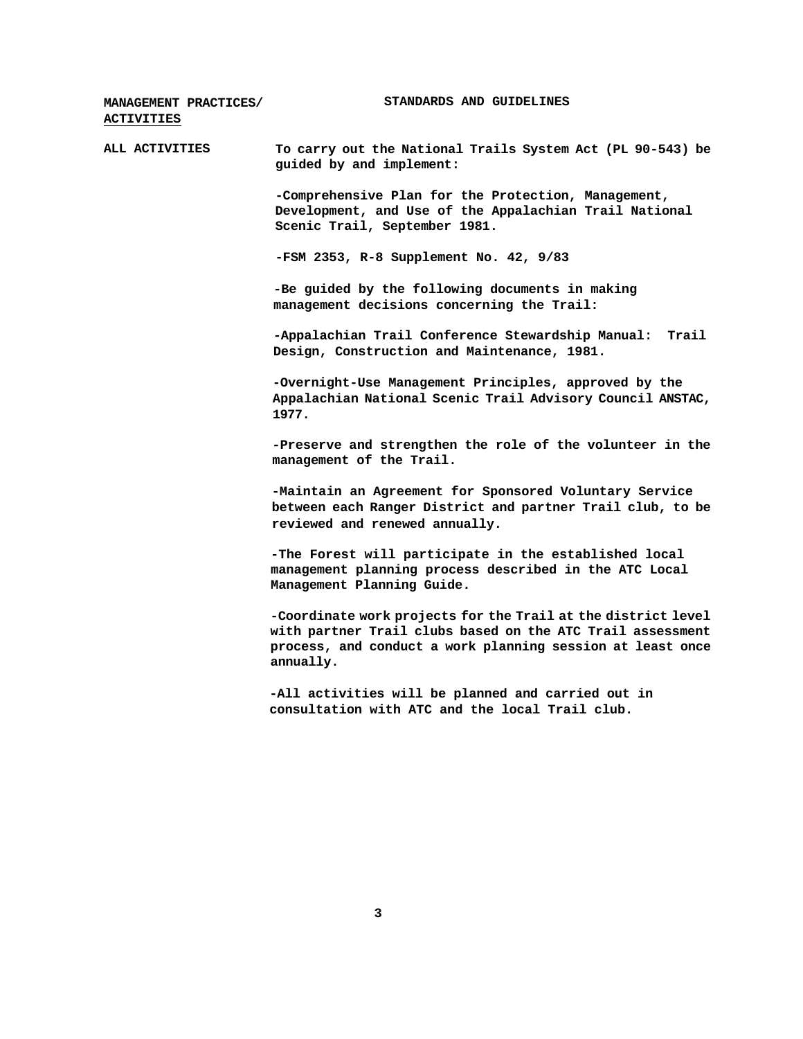| MANAGEMENT PRACTICES/ ACTIVITIES | STANDARDS AND GUIDELINES |
| --- | --- |
| **ALL ACTIVITIES** | **To carry out the National Trails System Act (PL 90-543) be guided by and implement:** |
| | **-Comprehensive Plan for the Protection, Management, Development, and Use of the Appalachian Trail National Scenic Trail, September 1981.** |
| | **-FSM 2353, R-8 Supplement No. 42, 9/83** |
| | **-Be guided by the following documents in making management decisions concerning the Trail:** |
| | **-Appalachian Trail Conference Stewardship Manual: Trail Design, Construction and Maintenance, 1981.** |
| | **-Overnight-Use Management Principles, approved by the Appalachian National Scenic Trail Advisory Council ANSTAC, 1977.** |
| | **-Preserve and strengthen the role of the volunteer in the management of the Trail.** |
| | **-Maintain an Agreement for Sponsored Voluntary Service between each Ranger District and partner Trail club, to be reviewed and renewed annually.** |
| | **-The Forest will participate in the established local management planning process described in the ATC Local Management Planning Guide.** |
| | **-Coordinate work projects for the Trail at the district level with partner Trail clubs based on the ATC Trail assessment process, and conduct a work planning session at least once annually.** |
| | **-All activities will be planned and carried out in consultation with ATC and the local Trail club.** |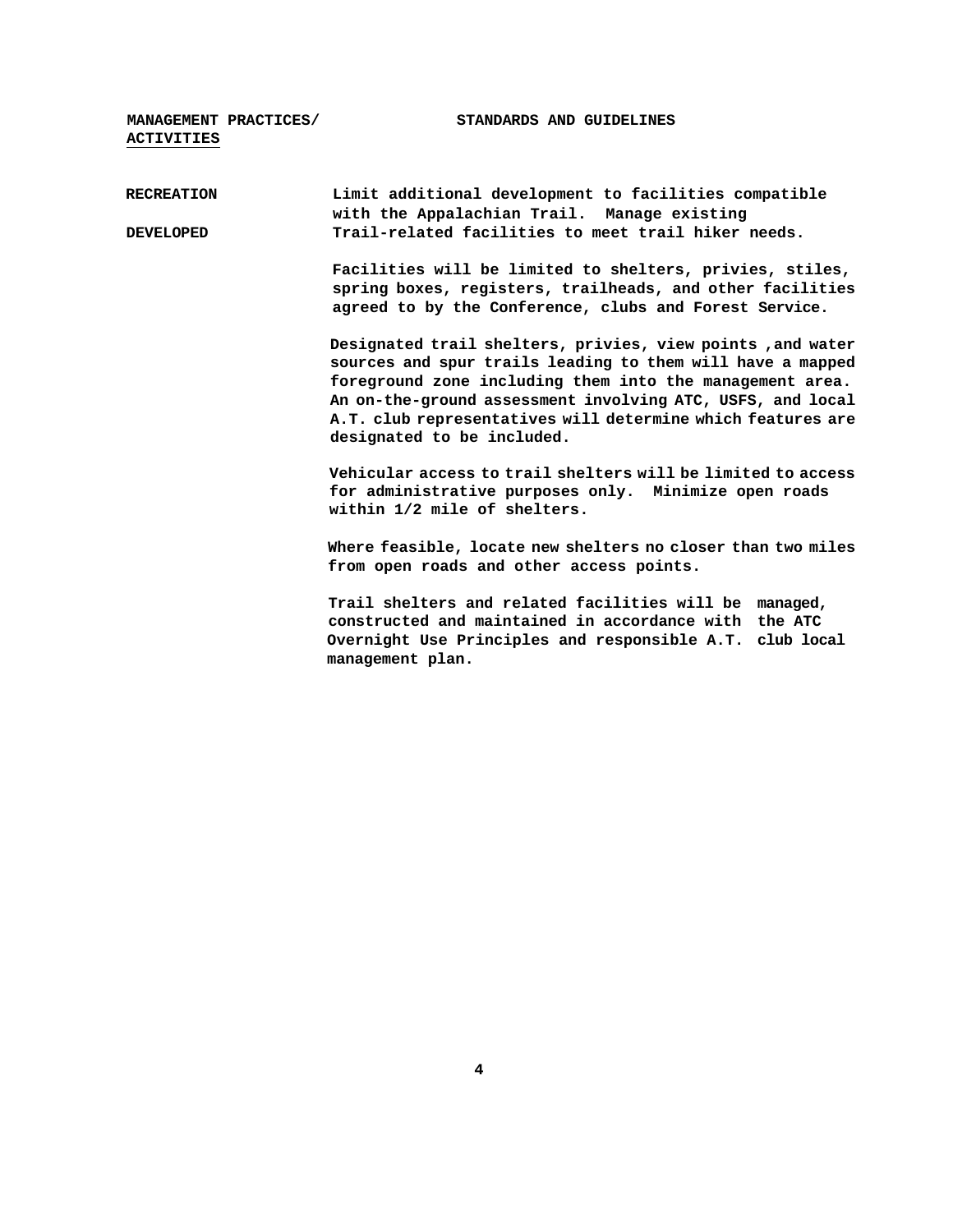| MANAGEMENT PRACTICES/ ACTIVITIES | STANDARDS AND GUIDELINES |
|---|---|
| RECREATION<br><br>DEVELOPED | Limit additional development to facilities compatible with the Appalachian Trail. Manage existing Trail-related facilities to meet trail hiker needs.<br><br>Facilities will be limited to shelters, privies, stiles, spring boxes, registers, trailheads, and other facilities agreed to by the Conference, clubs and Forest Service.<br><br>Designated trail shelters, privies, view points ,and water sources and spur trails leading to them will have a mapped foreground zone including them into the management area. An on-the-ground assessment involving ATC, USFS, and local A.T. club representatives will determine which features are designated to be included.<br><br>Vehicular access to trail shelters will be limited to access for administrative purposes only. Minimize open roads within 1/2 mile of shelters.<br><br>Where feasible, locate new shelters no closer than two miles from open roads and other access points.<br><br>Trail shelters and related facilities will be managed, constructed and maintained in accordance with the ATC Overnight Use Principles and responsible A.T. club local management plan. |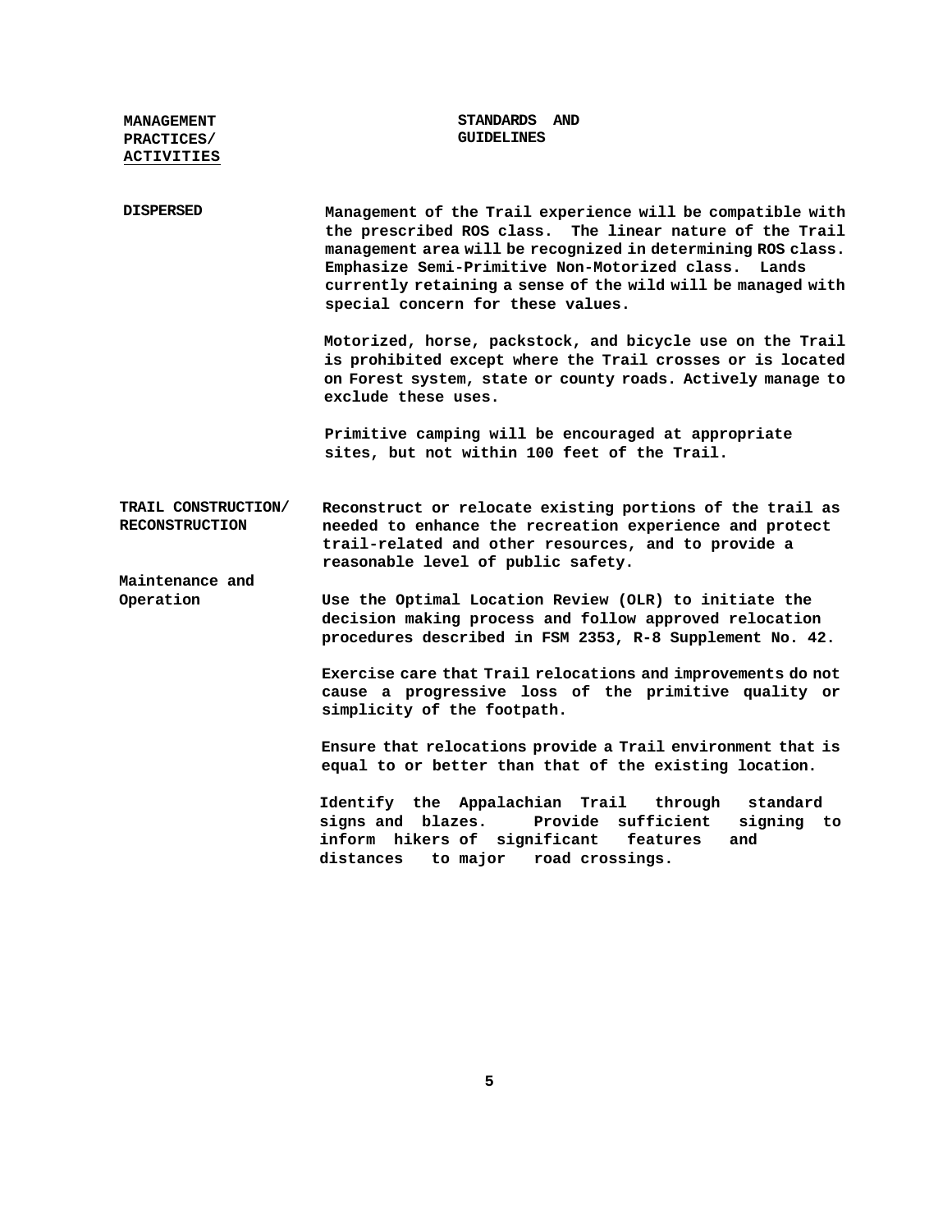| MANAGEMENT PRACTICES/ ACTIVITIES | STANDARDS AND GUIDELINES |
|---|---|
| DISPERSED | Management of the Trail experience will be compatible with the prescribed ROS class. The linear nature of the Trail management area will be recognized in determining ROS class. Emphasize Semi-Primitive Non-Motorized class. Lands currently retaining a sense of the wild will be managed with special concern for these values. |
| | Motorized, horse, packstock, and bicycle use on the Trail is prohibited except where the Trail crosses or is located on Forest system, state or county roads. Actively manage to exclude these uses. |
| | Primitive camping will be encouraged at appropriate sites, but not within 100 feet of the Trail. |
| TRAIL CONSTRUCTION/ RECONSTRUCTION | Reconstruct or relocate existing portions of the trail as needed to enhance the recreation experience and protect trail-related and other resources, and to provide a reasonable level of public safety. |
| Maintenance and Operation | Use the Optimal Location Review (OLR) to initiate the decision making process and follow approved relocation procedures described in FSM 2353, R-8 Supplement No. 42. |
| | Exercise care that Trail relocations and improvements do not cause a progressive loss of the primitive quality or simplicity of the footpath. |
| | Ensure that relocations provide a Trail environment that is equal to or better than that of the existing location. |
| | Identify the Appalachian Trail through standard signs and blazes. Provide sufficient signing to inform hikers of significant features and distances to major road crossings. |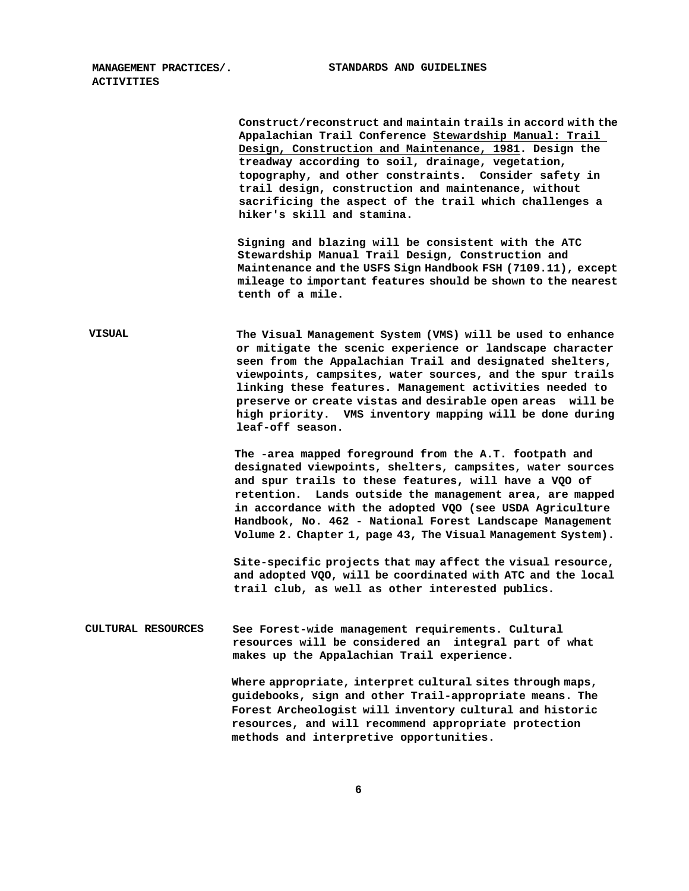| MANAGEMENT PRACTICES/. ACTIVITIES | STANDARDS AND GUIDELINES |
|---|---|
| | Construct/reconstruct and maintain trails in accord with the Appalachian Trail Conference Stewardship Manual: Trail Design, Construction and Maintenance, 1981. Design the treadway according to soil, drainage, vegetation, topography, and other constraints. Consider safety in trail design, construction and maintenance, without sacrificing the aspect of the trail which challenges a hiker's skill and stamina. |
| | Signing and blazing will be consistent with the ATC Stewardship Manual Trail Design, Construction and Maintenance and the USFS Sign Handbook FSH (7109.11), except mileage to important features should be shown to the nearest tenth of a mile. |
| VISUAL | The Visual Management System (VMS) will be used to enhance or mitigate the scenic experience or landscape character seen from the Appalachian Trail and designated shelters, viewpoints, campsites, water sources, and the spur trails linking these features. Management activities needed to preserve or create vistas and desirable open areas will be high priority. VMS inventory mapping will be done during leaf-off season. |
| | The -area mapped foreground from the A.T. footpath and designated viewpoints, shelters, campsites, water sources and spur trails to these features, will have a VQO of retention. Lands outside the management area, are mapped in accordance with the adopted VQO (see USDA Agriculture Handbook, No. 462 - National Forest Landscape Management Volume 2. Chapter 1, page 43, The Visual Management System). |
| | Site-specific projects that may affect the visual resource, and adopted VQO, will be coordinated with ATC and the local trail club, as well as other interested publics. |
| CULTURAL RESOURCES | See Forest-wide management requirements. Cultural resources will be considered an integral part of what makes up the Appalachian Trail experience. |
| | Where appropriate, interpret cultural sites through maps, guidebooks, sign and other Trail-appropriate means. The Forest Archeologist will inventory cultural and historic resources, and will recommend appropriate protection methods and interpretive opportunities. |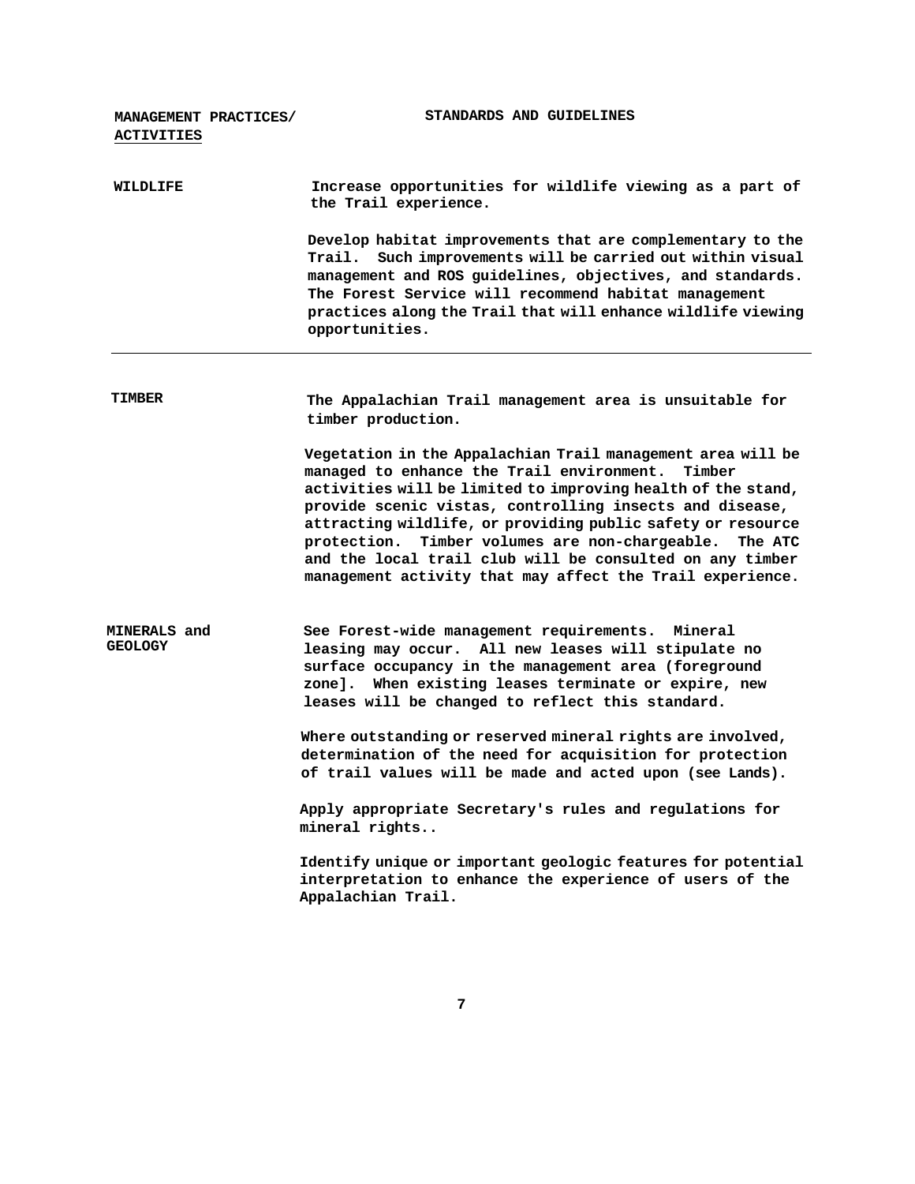| MANAGEMENT PRACTICES/ ACTIVITIES | STANDARDS AND GUIDELINES |
| --- | --- |
| WILDLIFE | Increase opportunities for wildlife viewing as a part of the Trail experience.<br><br>Develop habitat improvements that are complementary to the Trail. Such improvements will be carried out within visual management and ROS guidelines, objectives, and standards. The Forest Service will recommend habitat management practices along the Trail that will enhance wildlife viewing opportunities. |
| TIMBER | The Appalachian Trail management area is unsuitable for timber production.<br><br>Vegetation in the Appalachian Trail management area will be managed to enhance the Trail environment. Timber activities will be limited to improving health of the stand, provide scenic vistas, controlling insects and disease, attracting wildlife, or providing public safety or resource protection. Timber volumes are non-chargeable. The ATC and the local trail club will be consulted on any timber management activity that may affect the Trail experience. |
| MINERALS and GEOLOGY | See Forest-wide management requirements. Mineral leasing may occur. All new leases will stipulate no surface occupancy in the management area (foreground zone]. When existing leases terminate or expire, new leases will be changed to reflect this standard.<br><br>Where outstanding or reserved mineral rights are involved, determination of the need for acquisition for protection of trail values will be made and acted upon (see Lands).<br><br>Apply appropriate Secretary's rules and regulations for mineral rights..<br><br>Identify unique or important geologic features for potential interpretation to enhance the experience of users of the Appalachian Trail. |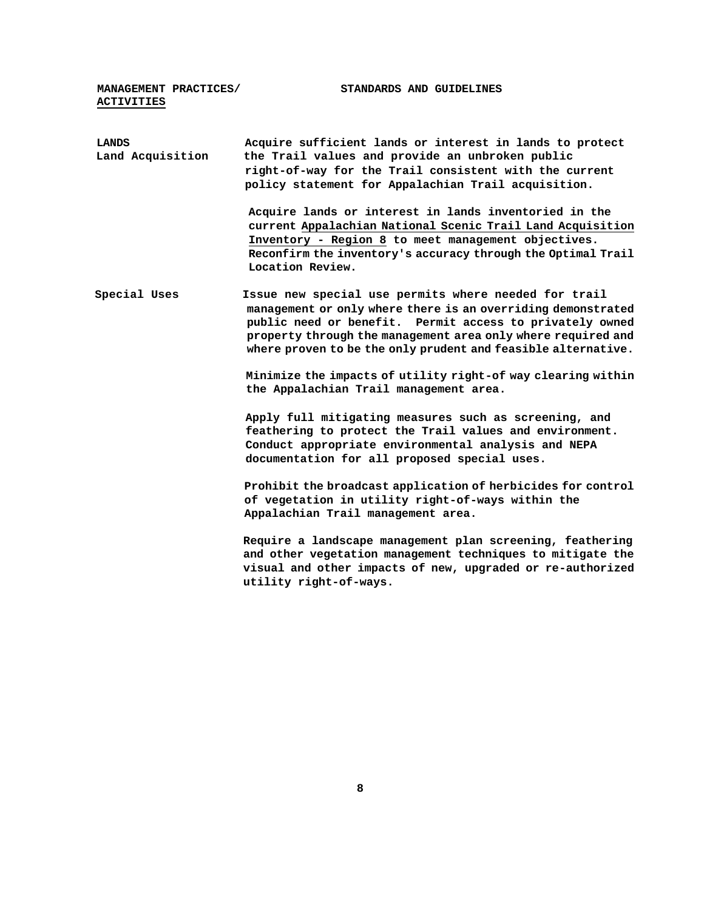| MANAGEMENT PRACTICES/ ACTIVITIES | STANDARDS AND GUIDELINES |
|---|---|
| **LANDS**<br>Land Acquisition | Acquire sufficient lands or interest in lands to protect the Trail values and provide an unbroken public right-of-way for the Trail consistent with the current policy statement for Appalachian Trail acquisition.<br><br>Acquire lands or interest in lands inventoried in the current Appalachian National Scenic Trail Land Acquisition Inventory - Region 8 to meet management objectives. Reconfirm the inventory's accuracy through the Optimal Trail Location Review. |
| Special Uses | Issue new special use permits where needed for trail management or only where there is an overriding demonstrated public need or benefit. Permit access to privately owned property through the management area only where required and where proven to be the only prudent and feasible alternative.<br><br>Minimize the impacts of utility right-of way clearing within the Appalachian Trail management area.<br><br>Apply full mitigating measures such as screening, and feathering to protect the Trail values and environment. Conduct appropriate environmental analysis and NEPA documentation for all proposed special uses.<br><br>Prohibit the broadcast application of herbicides for control of vegetation in utility right-of-ways within the Appalachian Trail management area.<br><br>Require a landscape management plan screening, feathering and other vegetation management techniques to mitigate the visual and other impacts of new, upgraded or re-authorized utility right-of-ways. |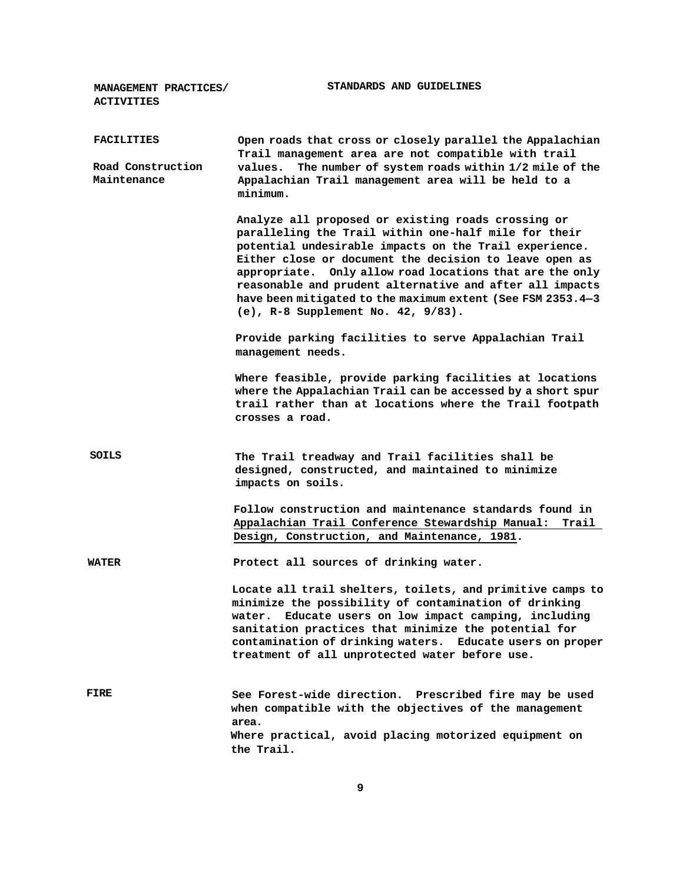| MANAGEMENT PRACTICES/ ACTIVITIES | STANDARDS AND GUIDELINES |
|---|---|
| **FACILITIES**<br><br>**Road Construction Maintenance** | **Open roads that cross or closely parallel the Appalachian Trail management area are not compatible with trail values. The number of system roads within 1/2 mile of the Appalachian Trail management area will be held to a minimum.**<br><br>**Analyze all proposed or existing roads crossing or paralleling the Trail within one-half mile for their potential undesirable impacts on the Trail experience. Either close or document the decision to leave open as appropriate. Only allow road locations that are the only reasonable and prudent alternative and after all impacts have been mitigated to the maximum extent (See FSM 2353.4—3 (e), R-8 Supplement No. 42, 9/83).**<br><br>**Provide parking facilities to serve Appalachian Trail management needs.**<br><br>**Where feasible, provide parking facilities at locations where the Appalachian Trail can be accessed by a short spur trail rather than at locations where the Trail footpath crosses a road.** |
| **SOILS** | **The Trail treadway and Trail facilities shall be designed, constructed, and maintained to minimize impacts on soils.**<br><br>**Follow construction and maintenance standards found in Appalachian Trail Conference Stewardship Manual: Trail Design, Construction, and Maintenance, 1981.** |
| **WATER** | **Protect all sources of drinking water.**<br><br>**Locate all trail shelters, toilets, and primitive camps to minimize the possibility of contamination of drinking water. Educate users on low impact camping, including sanitation practices that minimize the potential for contamination of drinking waters. Educate users on proper treatment of all unprotected water before use.** |
| **FIRE** | **See Forest-wide direction. Prescribed fire may be used when compatible with the objectives of the management area.**<br>**Where practical, avoid placing motorized equipment on the Trail.** |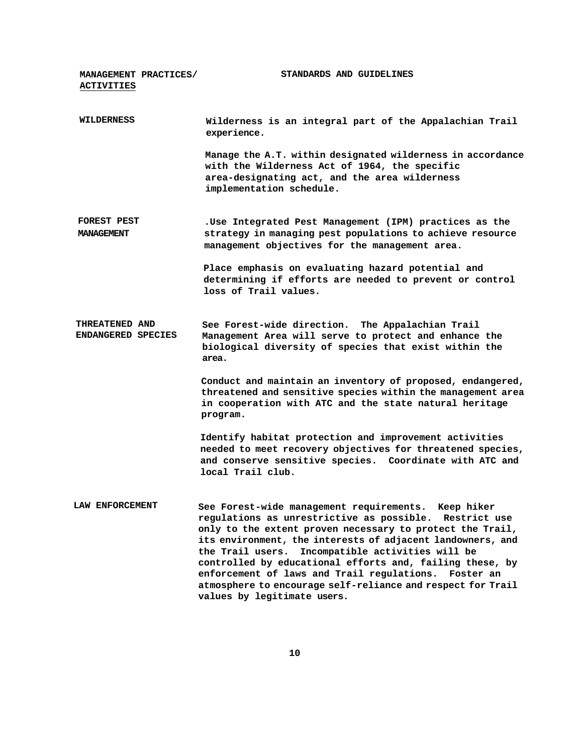| MANAGEMENT PRACTICES/ ACTIVITIES | STANDARDS AND GUIDELINES |
|---|---|
| WILDERNESS | Wilderness is an integral part of the Appalachian Trail experience.<br><br>Manage the A.T. within designated wilderness in accordance with the Wilderness Act of 1964, the specific area-designating act, and the area wilderness implementation schedule. |
| FOREST PEST MANAGEMENT | .Use Integrated Pest Management (IPM) practices as the strategy in managing pest populations to achieve resource management objectives for the management area.<br><br>Place emphasis on evaluating hazard potential and determining if efforts are needed to prevent or control loss of Trail values. |
| THREATENED AND ENDANGERED SPECIES | See Forest-wide direction. The Appalachian Trail Management Area will serve to protect and enhance the biological diversity of species that exist within the area.<br><br>Conduct and maintain an inventory of proposed, endangered, threatened and sensitive species within the management area in cooperation with ATC and the state natural heritage program.<br><br>Identify habitat protection and improvement activities needed to meet recovery objectives for threatened species, and conserve sensitive species. Coordinate with ATC and local Trail club. |
| LAW ENFORCEMENT | See Forest-wide management requirements. Keep hiker regulations as unrestrictive as possible. Restrict use only to the extent proven necessary to protect the Trail, its environment, the interests of adjacent landowners, and the Trail users. Incompatible activities will be controlled by educational efforts and, failing these, by enforcement of laws and Trail regulations. Foster an atmosphere to encourage self-reliance and respect for Trail values by legitimate users. |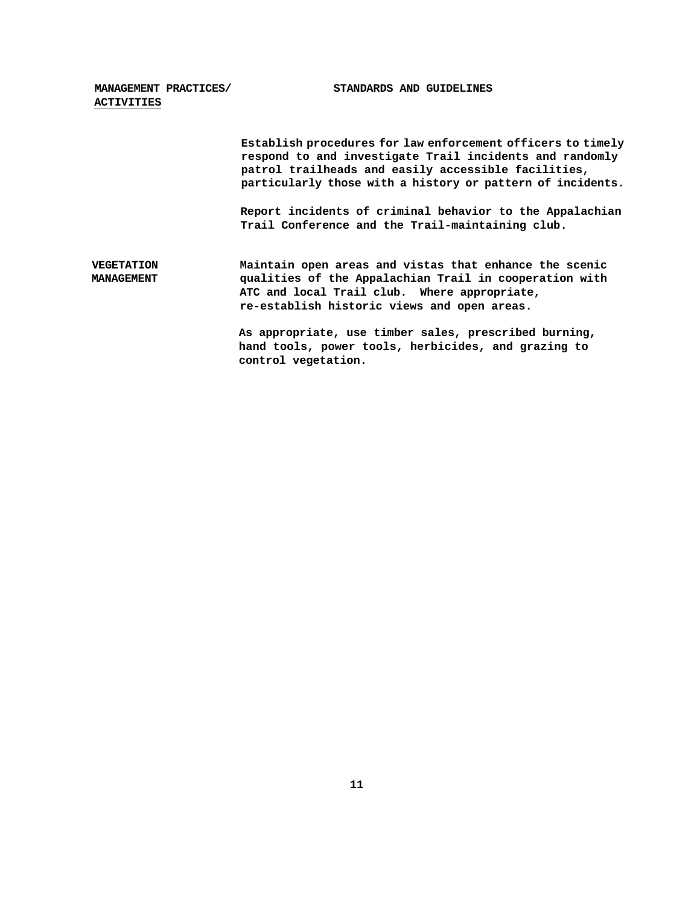| MANAGEMENT PRACTICES/ ACTIVITIES | STANDARDS AND GUIDELINES |
| --- | --- |
| | Establish procedures for law enforcement officers to timely respond to and investigate Trail incidents and randomly patrol trailheads and easily accessible facilities, particularly those with a history or pattern of incidents. |
| | Report incidents of criminal behavior to the Appalachian Trail Conference and the Trail-maintaining club. |
| VEGETATION MANAGEMENT | Maintain open areas and vistas that enhance the scenic qualities of the Appalachian Trail in cooperation with ATC and local Trail club. Where appropriate, re-establish historic views and open areas. |
| | As appropriate, use timber sales, prescribed burning, hand tools, power tools, herbicides, and grazing to control vegetation. |